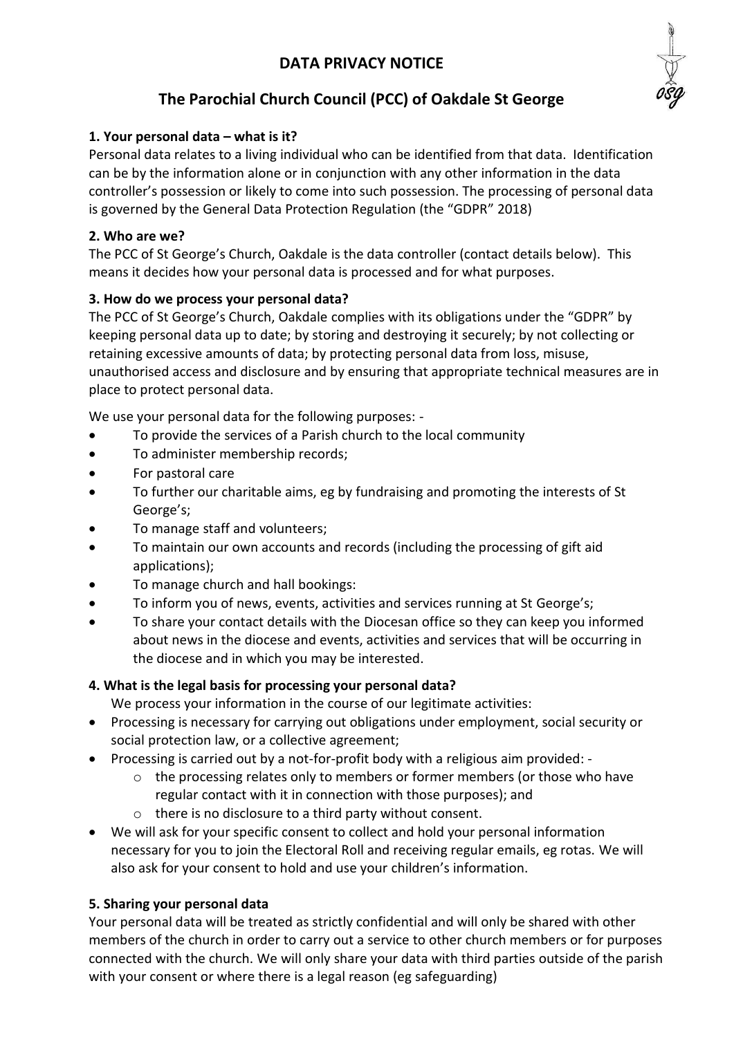# DATA PRIVACY NOTICE

## The Parochial Church Council (PCC) of Oakdale St George

### 1. Your personal data – what is it?

Personal data relates to a living individual who can be identified from that data. Identification can be by the information alone or in conjunction with any other information in the data controller's possession or likely to come into such possession. The processing of personal data is governed by the General Data Protection Regulation (the "GDPR" 2018)

### 2. Who are we?

The PCC of St George's Church, Oakdale is the data controller (contact details below). This means it decides how your personal data is processed and for what purposes.

### 3. How do we process your personal data?

The PCC of St George's Church, Oakdale complies with its obligations under the "GDPR" by keeping personal data up to date; by storing and destroying it securely; by not collecting or retaining excessive amounts of data; by protecting personal data from loss, misuse, unauthorised access and disclosure and by ensuring that appropriate technical measures are in place to protect personal data.

We use your personal data for the following purposes: -

- To provide the services of a Parish church to the local community
- To administer membership records;
- For pastoral care
- To further our charitable aims, eg by fundraising and promoting the interests of St George's;
- To manage staff and volunteers;
- To maintain our own accounts and records (including the processing of gift aid applications);
- To manage church and hall bookings:
- To inform you of news, events, activities and services running at St George's;
- To share your contact details with the Diocesan office so they can keep you informed about news in the diocese and events, activities and services that will be occurring in the diocese and in which you may be interested.

### 4. What is the legal basis for processing your personal data?

We process your information in the course of our legitimate activities:

- Processing is necessary for carrying out obligations under employment, social security or social protection law, or a collective agreement;
- Processing is carried out by a not-for-profit body with a religious aim provided: -
  - the processing relates only to members or former members (or those who have regular contact with it in connection with those purposes); and
  - there is no disclosure to a third party without consent.
- We will ask for your specific consent to collect and hold your personal information necessary for you to join the Electoral Roll and receiving regular emails, eg rotas. We will also ask for your consent to hold and use your children's information.

### 5. Sharing your personal data

Your personal data will be treated as strictly confidential and will only be shared with other members of the church in order to carry out a service to other church members or for purposes connected with the church. We will only share your data with third parties outside of the parish with your consent or where there is a legal reason (eg safeguarding)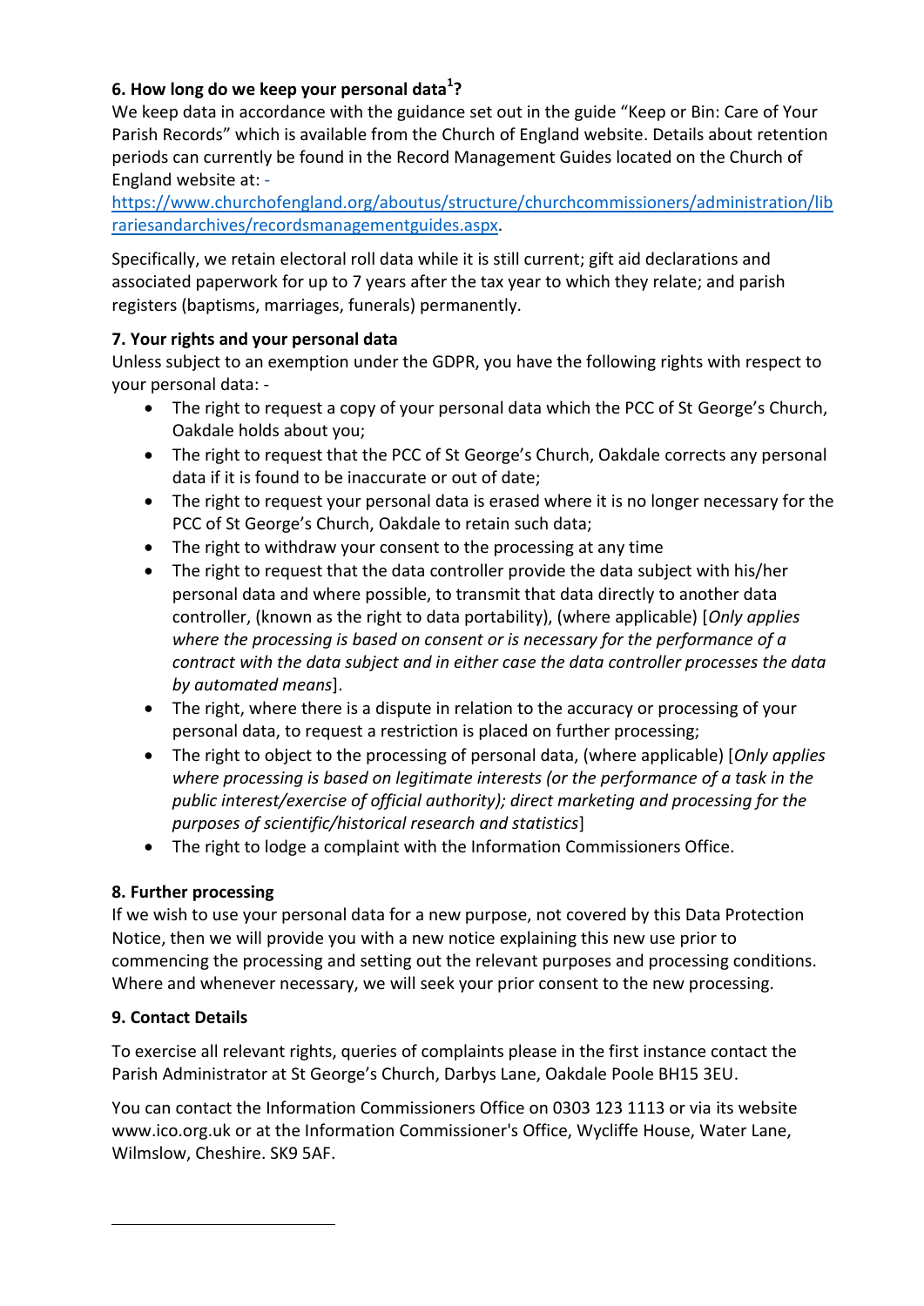### 6. How long do we keep your personal data[1]?

We keep data in accordance with the guidance set out in the guide "Keep or Bin: Care of Your Parish Records" which is available from the Church of England website. Details about retention periods can currently be found in the Record Management Guides located on the Church of England website at: - [https://www.churchofengland.org/aboutus/structure/churchcommissioners/administration/librariesandarchives/recordsmanagementguides.aspx](https://www.churchofengland.org/aboutus/structure/churchcommissioners/administration/librariesandarchives/recordsmanagementguides.aspx).

Specifically, we retain electoral roll data while it is still current; gift aid declarations and associated paperwork for up to 7 years after the tax year to which they relate; and parish registers (baptisms, marriages, funerals) permanently.

### 7. Your rights and your personal data

Unless subject to an exemption under the GDPR, you have the following rights with respect to your personal data: -

- The right to request a copy of your personal data which the PCC of St George's Church, Oakdale holds about you;
- The right to request that the PCC of St George's Church, Oakdale corrects any personal data if it is found to be inaccurate or out of date;
- The right to request your personal data is erased where it is no longer necessary for the PCC of St George's Church, Oakdale to retain such data;
- The right to withdraw your consent to the processing at any time
- The right to request that the data controller provide the data subject with his/her personal data and where possible, to transmit that data directly to another data controller, (known as the right to data portability), (where applicable) [*Only applies where the processing is based on consent or is necessary for the performance of a contract with the data subject and in either case the data controller processes the data by automated means*].
- The right, where there is a dispute in relation to the accuracy or processing of your personal data, to request a restriction is placed on further processing;
- The right to object to the processing of personal data, (where applicable) [*Only applies where processing is based on legitimate interests (or the performance of a task in the public interest/exercise of official authority); direct marketing and processing for the purposes of scientific/historical research and statistics*]
- The right to lodge a complaint with the Information Commissioners Office.

### 8. Further processing

If we wish to use your personal data for a new purpose, not covered by this Data Protection Notice, then we will provide you with a new notice explaining this new use prior to commencing the processing and setting out the relevant purposes and processing conditions. Where and whenever necessary, we will seek your prior consent to the new processing.

### 9. Contact Details

To exercise all relevant rights, queries of complaints please in the first instance contact the Parish Administrator at St George's Church, Darbys Lane, Oakdale Poole BH15 3EU.

You can contact the Information Commissioners Office on 0303 123 1113 or via its website www.ico.org.uk or at the Information Commissioner's Office, Wycliffe House, Water Lane, Wilmslow, Cheshire. SK9 5AF.